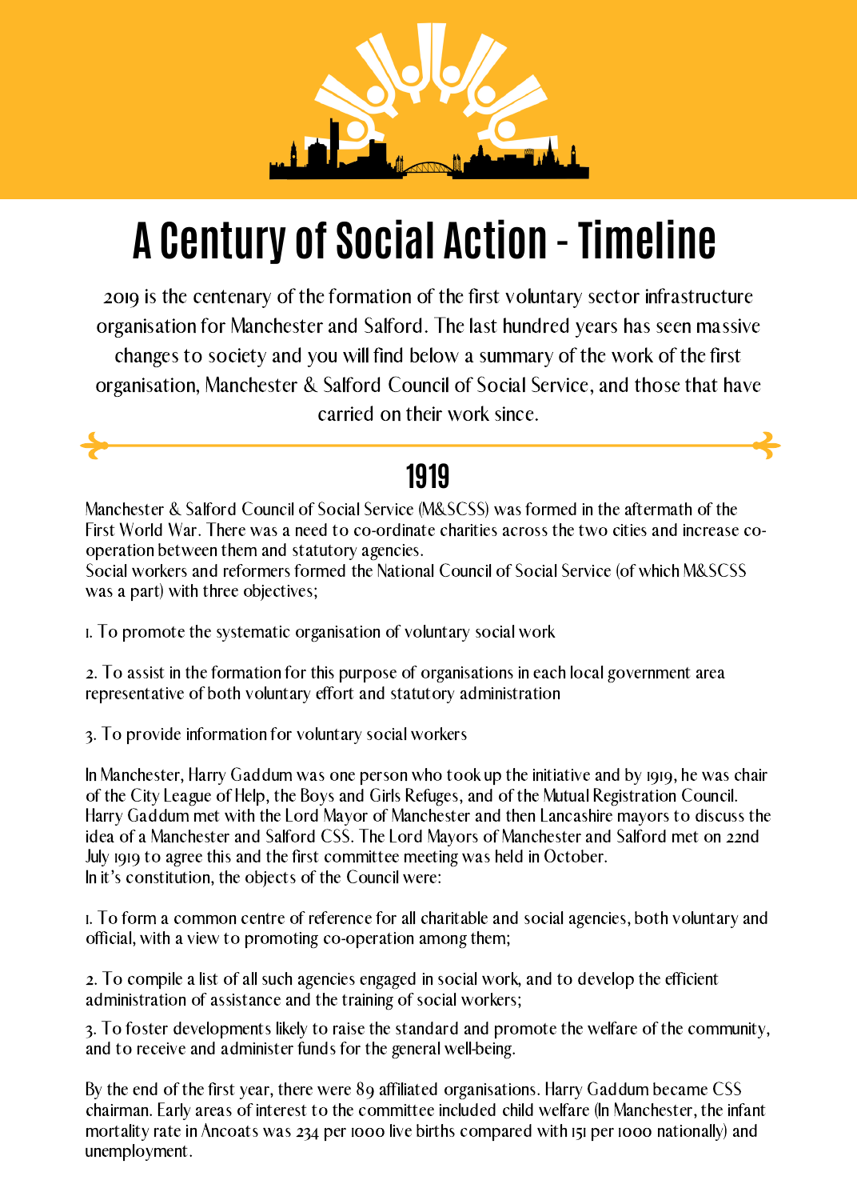# A Century of Social Action - Timeline

2019 is the centenary of the formation of the first voluntary sector infrastructure organisation for Manchester and Salford. The last hundred years has seen massive changes to society and you will find below a summary of the work of the first organisation, Manchester & Salford Council of Social Service, and those that have carried on their work since.

## 1919

Manchester & Salford Council of Social Service (M&SCSS) was formed in the aftermath of the First World War. There was a need to co-ordinate charities across the two cities and increase co-operation between them and statutory agencies.
Social workers and reformers formed the National Council of Social Service (of which M&SCSS was a part) with three objectives;

1. To promote the systematic organisation of voluntary social work

2. To assist in the formation for this purpose of organisations in each local government area representative of both voluntary effort and statutory administration

3. To provide information for voluntary social workers

In Manchester, Harry Gaddum was one person who took up the initiative and by 1919, he was chair of the City League of Help, the Boys and Girls Refuges, and of the Mutual Registration Council. Harry Gaddum met with the Lord Mayor of Manchester and then Lancashire mayors to discuss the idea of a Manchester and Salford CSS. The Lord Mayors of Manchester and Salford met on 22nd July 1919 to agree this and the first committee meeting was held in October.
In it's constitution, the objects of the Council were:

1. To form a common centre of reference for all charitable and social agencies, both voluntary and official, with a view to promoting co-operation among them;

2. To compile a list of all such agencies engaged in social work, and to develop the efficient administration of assistance and the training of social workers;

3. To foster developments likely to raise the standard and promote the welfare of the community, and to receive and administer funds for the general well-being.

By the end of the first year, there were 89 affiliated organisations. Harry Gaddum became CSS chairman. Early areas of interest to the committee included child welfare (In Manchester, the infant mortality rate in Ancoats was 234 per 1000 live births compared with 151 per 1000 nationally) and unemployment.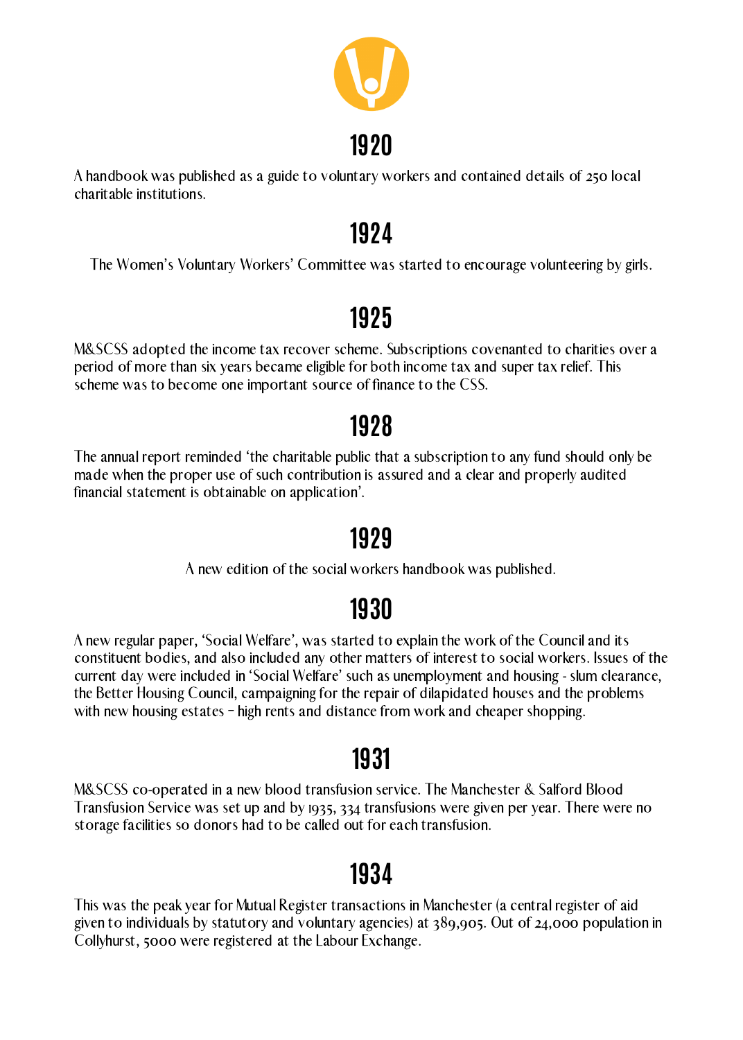## 1920

A handbook was published as a guide to voluntary workers and contained details of 250 local charitable institutions.

## 1924

The Women's Voluntary Workers' Committee was started to encourage volunteering by girls.

## 1925

M&SCSS adopted the income tax recover scheme. Subscriptions covenanted to charities over a period of more than six years became eligible for both income tax and super tax relief. This scheme was to become one important source of finance to the CSS.

## 1928

The annual report reminded 'the charitable public that a subscription to any fund should only be made when the proper use of such contribution is assured and a clear and properly audited financial statement is obtainable on application'.

## 1929

A new edition of the social workers handbook was published.

## 1930

A new regular paper, 'Social Welfare', was started to explain the work of the Council and its constituent bodies, and also included any other matters of interest to social workers. Issues of the current day were included in 'Social Welfare' such as unemployment and housing - slum clearance, the Better Housing Council, campaigning for the repair of dilapidated houses and the problems with new housing estates – high rents and distance from work and cheaper shopping.

## 1931

M&SCSS co-operated in a new blood transfusion service. The Manchester & Salford Blood Transfusion Service was set up and by 1935, 334 transfusions were given per year. There were no storage facilities so donors had to be called out for each transfusion.

## 1934

This was the peak year for Mutual Register transactions in Manchester (a central register of aid given to individuals by statutory and voluntary agencies) at 389,905. Out of 24,000 population in Collyhurst, 5000 were registered at the Labour Exchange.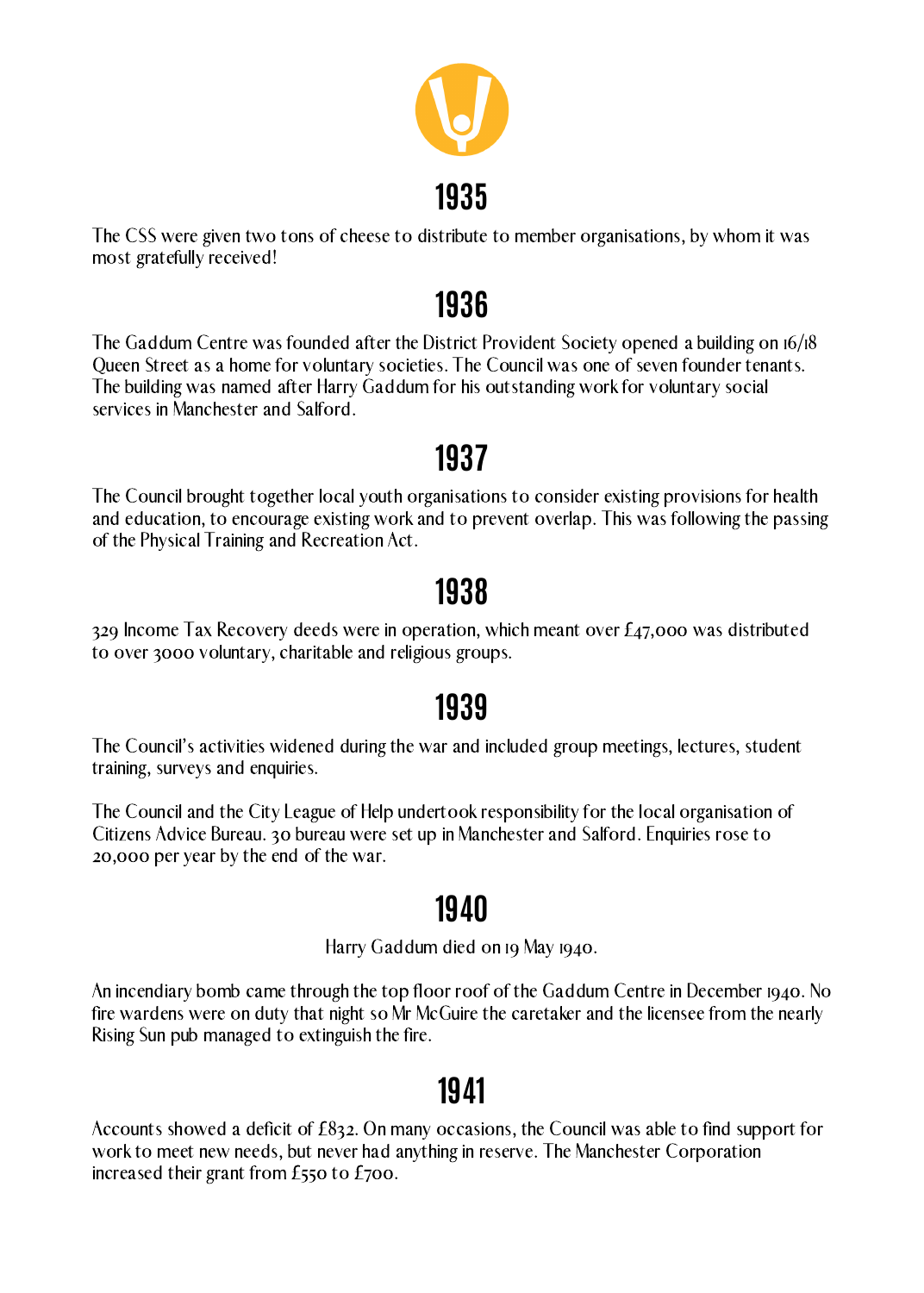# 1935

The CSS were given two tons of cheese to distribute to member organisations, by whom it was most gratefully received!

# 1936

The Gaddum Centre was founded after the District Provident Society opened a building on 16/18 Queen Street as a home for voluntary societies. The Council was one of seven founder tenants. The building was named after Harry Gaddum for his outstanding work for voluntary social services in Manchester and Salford.

# 1937

The Council brought together local youth organisations to consider existing provisions for health and education, to encourage existing work and to prevent overlap. This was following the passing of the Physical Training and Recreation Act.

# 1938

329 Income Tax Recovery deeds were in operation, which meant over £47,000 was distributed to over 3000 voluntary, charitable and religious groups.

# 1939

The Council's activities widened during the war and included group meetings, lectures, student training, surveys and enquiries.

The Council and the City League of Help undertook responsibility for the local organisation of Citizens Advice Bureau. 30 bureau were set up in Manchester and Salford. Enquiries rose to 20,000 per year by the end of the war.

# 1940

Harry Gaddum died on 19 May 1940.

An incendiary bomb came through the top floor roof of the Gaddum Centre in December 1940. No fire wardens were on duty that night so Mr McGuire the caretaker and the licensee from the nearly Rising Sun pub managed to extinguish the fire.

# 1941

Accounts showed a deficit of £832. On many occasions, the Council was able to find support for work to meet new needs, but never had anything in reserve. The Manchester Corporation increased their grant from £550 to £700.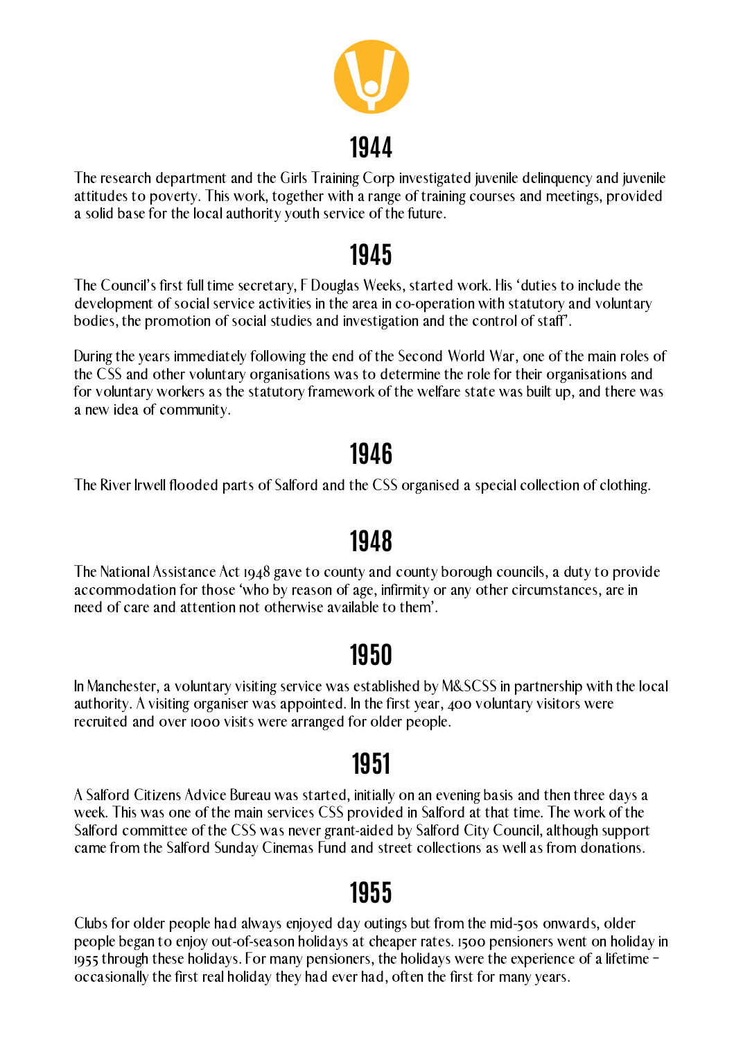## 1944

The research department and the Girls Training Corp investigated juvenile delinquency and juvenile attitudes to poverty. This work, together with a range of training courses and meetings, provided a solid base for the local authority youth service of the future.

## 1945

The Council's first full time secretary, F Douglas Weeks, started work. His 'duties to include the development of social service activities in the area in co-operation with statutory and voluntary bodies, the promotion of social studies and investigation and the control of staff'.

During the years immediately following the end of the Second World War, one of the main roles of the CSS and other voluntary organisations was to determine the role for their organisations and for voluntary workers as the statutory framework of the welfare state was built up, and there was a new idea of community.

## 1946

The River Irwell flooded parts of Salford and the CSS organised a special collection of clothing.

## 1948

The National Assistance Act 1948 gave to county and county borough councils, a duty to provide accommodation for those 'who by reason of age, infirmity or any other circumstances, are in need of care and attention not otherwise available to them'.

## 1950

In Manchester, a voluntary visiting service was established by M&SCSS in partnership with the local authority. A visiting organiser was appointed. In the first year, 400 voluntary visitors were recruited and over 1000 visits were arranged for older people.

## 1951

A Salford Citizens Advice Bureau was started, initially on an evening basis and then three days a week. This was one of the main services CSS provided in Salford at that time. The work of the Salford committee of the CSS was never grant-aided by Salford City Council, although support came from the Salford Sunday Cinemas Fund and street collections as well as from donations.

## 1955

Clubs for older people had always enjoyed day outings but from the mid-50s onwards, older people began to enjoy out-of-season holidays at cheaper rates. 1500 pensioners went on holiday in 1955 through these holidays. For many pensioners, the holidays were the experience of a lifetime – occasionally the first real holiday they had ever had, often the first for many years.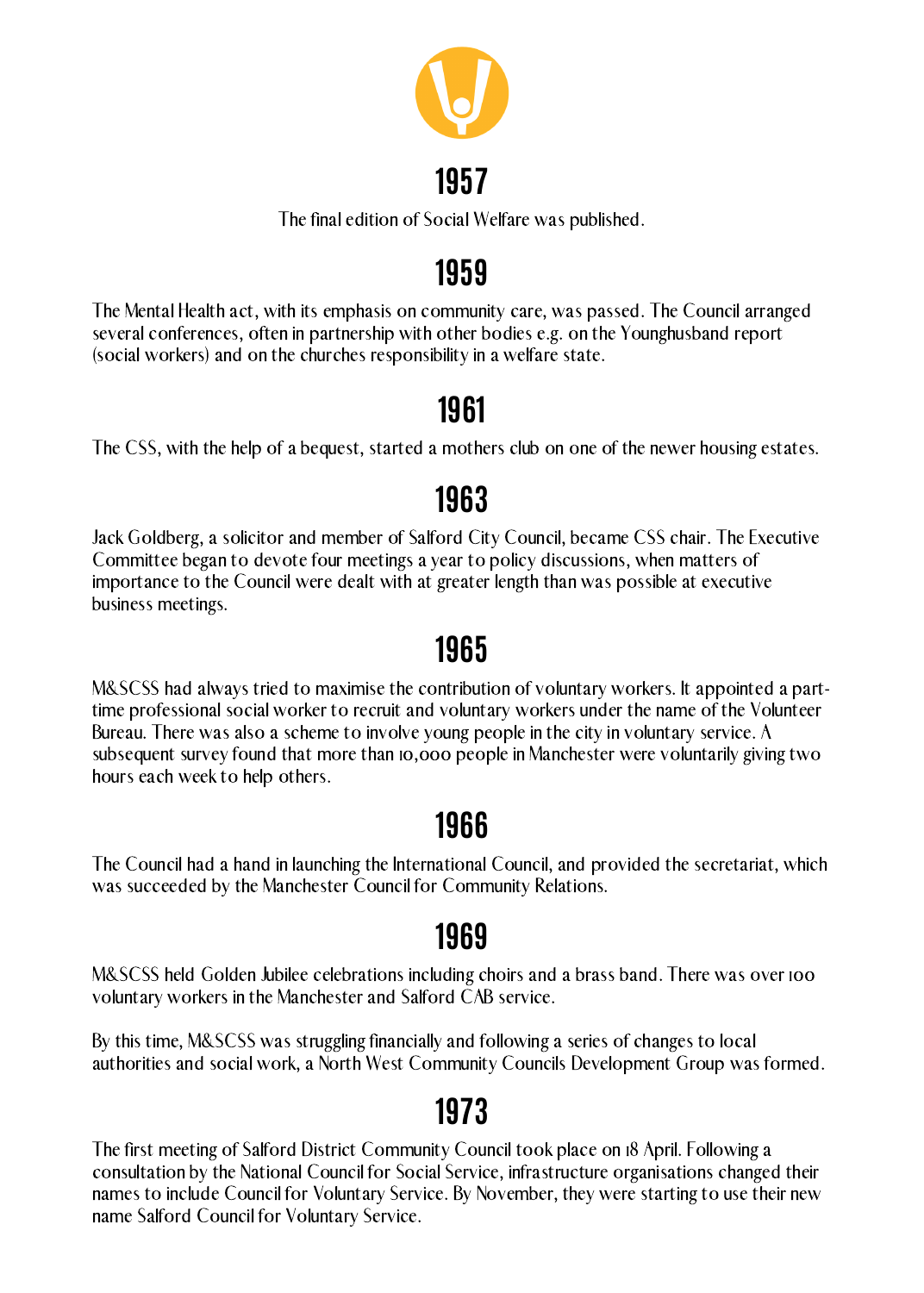## 1957

The final edition of Social Welfare was published.

## 1959

The Mental Health act, with its emphasis on community care, was passed. The Council arranged several conferences, often in partnership with other bodies e.g. on the Younghusband report (social workers) and on the churches responsibility in a welfare state.

## 1961

The CSS, with the help of a bequest, started a mothers club on one of the newer housing estates.

## 1963

Jack Goldberg, a solicitor and member of Salford City Council, became CSS chair. The Executive Committee began to devote four meetings a year to policy discussions, when matters of importance to the Council were dealt with at greater length than was possible at executive business meetings.

## 1965

M&SCSS had always tried to maximise the contribution of voluntary workers. It appointed a part-time professional social worker to recruit and voluntary workers under the name of the Volunteer Bureau. There was also a scheme to involve young people in the city in voluntary service. A subsequent survey found that more than 10,000 people in Manchester were voluntarily giving two hours each week to help others.

## 1966

The Council had a hand in launching the International Council, and provided the secretariat, which was succeeded by the Manchester Council for Community Relations.

## 1969

M&SCSS held Golden Jubilee celebrations including choirs and a brass band. There was over 100 voluntary workers in the Manchester and Salford CAB service.

By this time, M&SCSS was struggling financially and following a series of changes to local authorities and social work, a North West Community Councils Development Group was formed.

## 1973

The first meeting of Salford District Community Council took place on 18 April. Following a consultation by the National Council for Social Service, infrastructure organisations changed their names to include Council for Voluntary Service. By November, they were starting to use their new name Salford Council for Voluntary Service.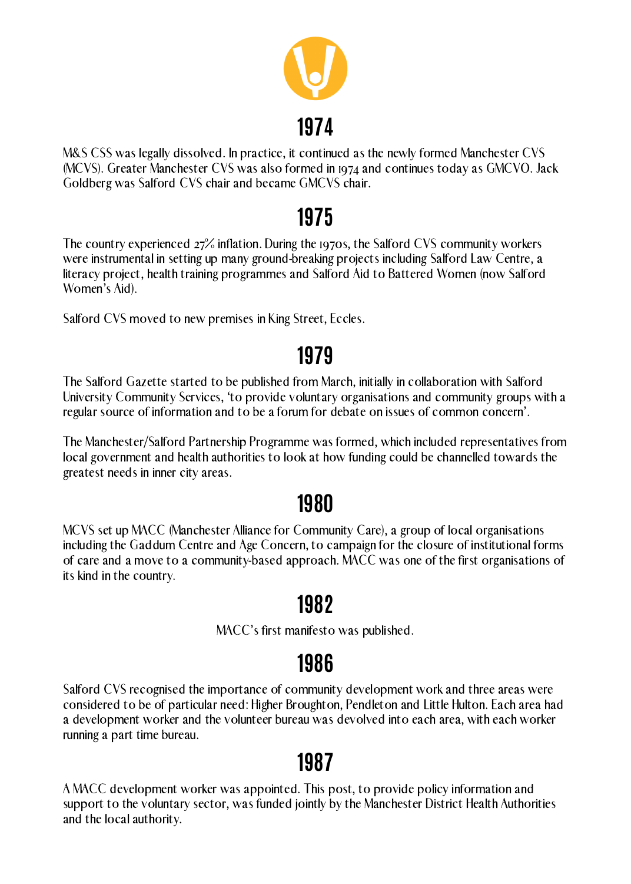## 1974

M&S CSS was legally dissolved. In practice, it continued as the newly formed Manchester CVS (MCVS). Greater Manchester CVS was also formed in 1974 and continues today as GMCVO. Jack Goldberg was Salford CVS chair and became GMCVS chair.

## 1975

The country experienced 27% inflation. During the 1970s, the Salford CVS community workers were instrumental in setting up many ground-breaking projects including Salford Law Centre, a literacy project, health training programmes and Salford Aid to Battered Women (now Salford Women's Aid).

Salford CVS moved to new premises in King Street, Eccles.

## 1979

The Salford Gazette started to be published from March, initially in collaboration with Salford University Community Services, 'to provide voluntary organisations and community groups with a regular source of information and to be a forum for debate on issues of common concern'.

The Manchester/Salford Partnership Programme was formed, which included representatives from local government and health authorities to look at how funding could be channelled towards the greatest needs in inner city areas.

## 1980

MCVS set up MACC (Manchester Alliance for Community Care), a group of local organisations including the Gaddum Centre and Age Concern, to campaign for the closure of institutional forms of care and a move to a community-based approach. MACC was one of the first organisations of its kind in the country.

## 1982

MACC's first manifesto was published.

## 1986

Salford CVS recognised the importance of community development work and three areas were considered to be of particular need: Higher Broughton, Pendleton and Little Hulton. Each area had a development worker and the volunteer bureau was devolved into each area, with each worker running a part time bureau.

## 1987

A MACC development worker was appointed. This post, to provide policy information and support to the voluntary sector, was funded jointly by the Manchester District Health Authorities and the local authority.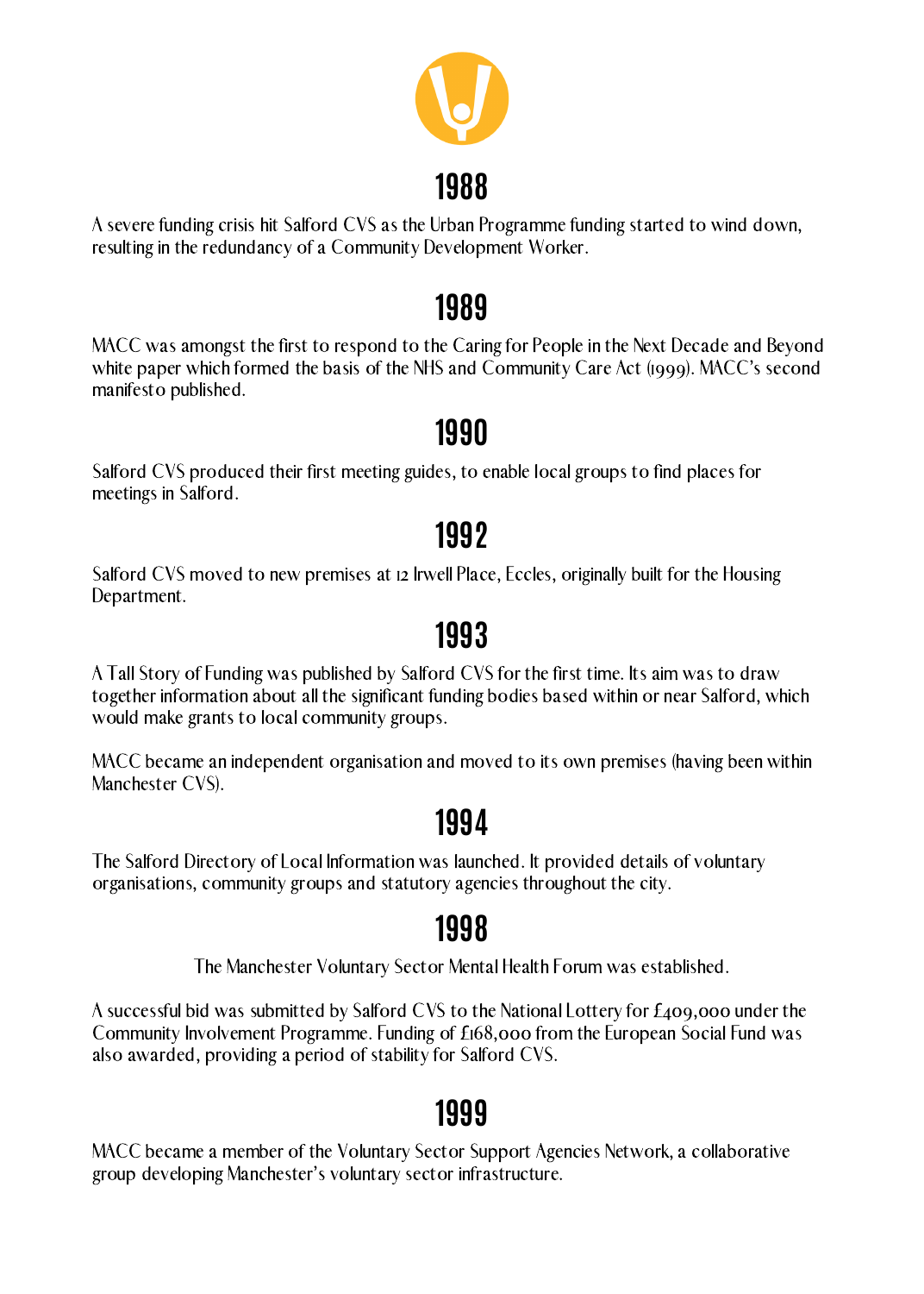## 1988

A severe funding crisis hit Salford CVS as the Urban Programme funding started to wind down, resulting in the redundancy of a Community Development Worker.

## 1989

MACC was amongst the first to respond to the Caring for People in the Next Decade and Beyond white paper which formed the basis of the NHS and Community Care Act (1999). MACC's second manifesto published.

## 1990

Salford CVS produced their first meeting guides, to enable local groups to find places for meetings in Salford.

## 1992

Salford CVS moved to new premises at 12 Irwell Place, Eccles, originally built for the Housing Department.

## 1993

A Tall Story of Funding was published by Salford CVS for the first time. Its aim was to draw together information about all the significant funding bodies based within or near Salford, which would make grants to local community groups.

MACC became an independent organisation and moved to its own premises (having been within Manchester CVS).

## 1994

The Salford Directory of Local Information was launched. It provided details of voluntary organisations, community groups and statutory agencies throughout the city.

## 1998

The Manchester Voluntary Sector Mental Health Forum was established.

A successful bid was submitted by Salford CVS to the National Lottery for £409,000 under the Community Involvement Programme. Funding of £168,000 from the European Social Fund was also awarded, providing a period of stability for Salford CVS.

## 1999

MACC became a member of the Voluntary Sector Support Agencies Network, a collaborative group developing Manchester's voluntary sector infrastructure.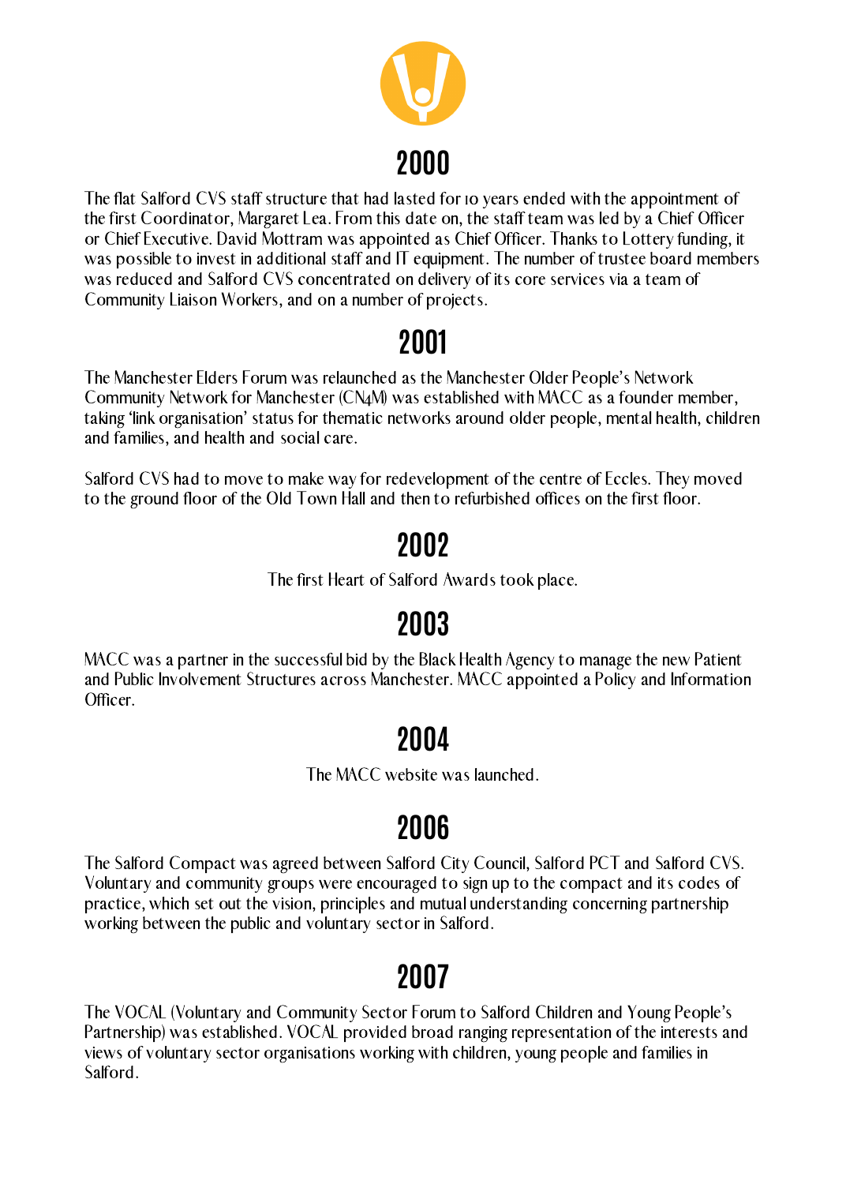## 2000

The flat Salford CVS staff structure that had lasted for 10 years ended with the appointment of the first Coordinator, Margaret Lea. From this date on, the staff team was led by a Chief Officer or Chief Executive. David Mottram was appointed as Chief Officer. Thanks to Lottery funding, it was possible to invest in additional staff and IT equipment. The number of trustee board members was reduced and Salford CVS concentrated on delivery of its core services via a team of Community Liaison Workers, and on a number of projects.

## 2001

The Manchester Elders Forum was relaunched as the Manchester Older People's Network
Community Network for Manchester (CN4M) was established with MACC as a founder member, taking 'link organisation' status for thematic networks around older people, mental health, children and families, and health and social care.

Salford CVS had to move to make way for redevelopment of the centre of Eccles. They moved to the ground floor of the Old Town Hall and then to refurbished offices on the first floor.

## 2002

The first Heart of Salford Awards took place.

## 2003

MACC was a partner in the successful bid by the Black Health Agency to manage the new Patient and Public Involvement Structures across Manchester. MACC appointed a Policy and Information Officer.

## 2004

The MACC website was launched.

## 2006

The Salford Compact was agreed between Salford City Council, Salford PCT and Salford CVS. Voluntary and community groups were encouraged to sign up to the compact and its codes of practice, which set out the vision, principles and mutual understanding concerning partnership working between the public and voluntary sector in Salford.

## 2007

The VOCAL (Voluntary and Community Sector Forum to Salford Children and Young People's Partnership) was established. VOCAL provided broad ranging representation of the interests and views of voluntary sector organisations working with children, young people and families in Salford.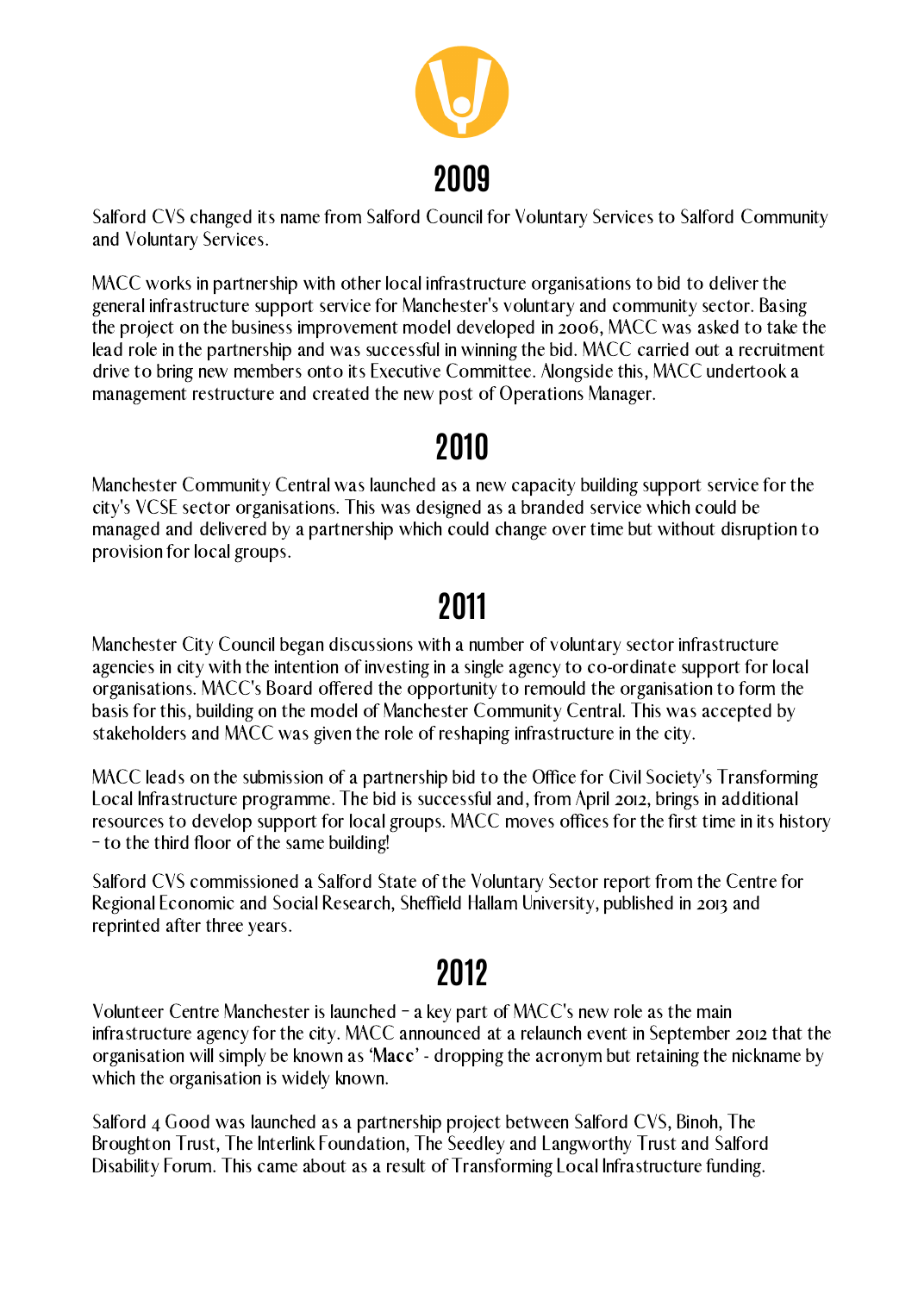## 2009

Salford CVS changed its name from Salford Council for Voluntary Services to Salford Community and Voluntary Services.

MACC works in partnership with other local infrastructure organisations to bid to deliver the general infrastructure support service for Manchester's voluntary and community sector. Basing the project on the business improvement model developed in 2006, MACC was asked to take the lead role in the partnership and was successful in winning the bid. MACC carried out a recruitment drive to bring new members onto its Executive Committee. Alongside this, MACC undertook a management restructure and created the new post of Operations Manager.

## 2010

Manchester Community Central was launched as a new capacity building support service for the city's VCSE sector organisations. This was designed as a branded service which could be managed and delivered by a partnership which could change over time but without disruption to provision for local groups.

## 2011

Manchester City Council began discussions with a number of voluntary sector infrastructure agencies in city with the intention of investing in a single agency to co-ordinate support for local organisations. MACC's Board offered the opportunity to remould the organisation to form the basis for this, building on the model of Manchester Community Central. This was accepted by stakeholders and MACC was given the role of reshaping infrastructure in the city.

MACC leads on the submission of a partnership bid to the Office for Civil Society's Transforming Local Infrastructure programme. The bid is successful and, from April 2012, brings in additional resources to develop support for local groups. MACC moves offices for the first time in its history – to the third floor of the same building!

Salford CVS commissioned a Salford State of the Voluntary Sector report from the Centre for Regional Economic and Social Research, Sheffield Hallam University, published in 2013 and reprinted after three years.

## 2012

Volunteer Centre Manchester is launched – a key part of MACC's new role as the main infrastructure agency for the city. MACC announced at a relaunch event in September 2012 that the organisation will simply be known as **'Macc'** - dropping the acronym but retaining the nickname by which the organisation is widely known.

Salford 4 Good was launched as a partnership project between Salford CVS, Binoh, The Broughton Trust, The Interlink Foundation, The Seedley and Langworthy Trust and Salford Disability Forum. This came about as a result of Transforming Local Infrastructure funding.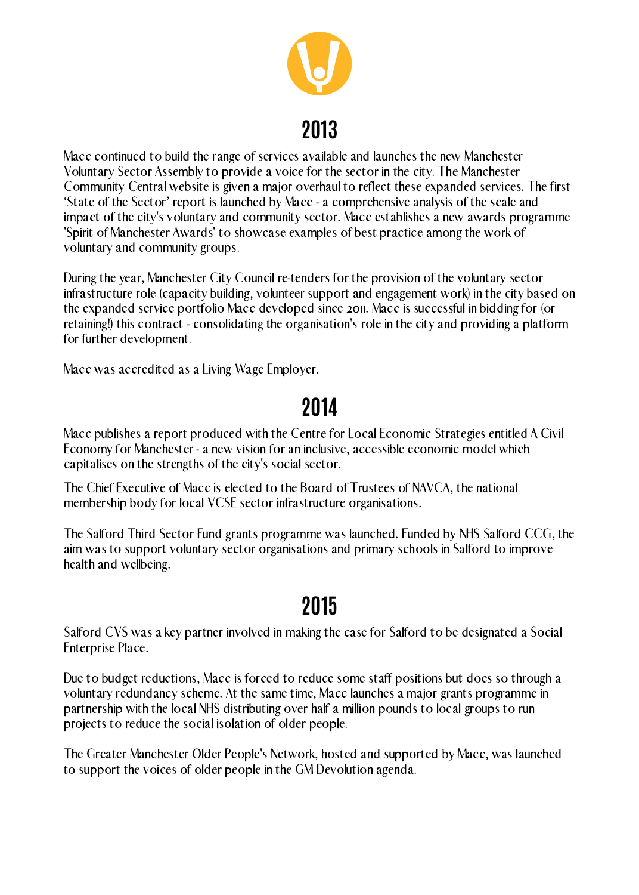## 2013

Macc continued to build the range of services available and launches the new Manchester Voluntary Sector Assembly to provide a voice for the sector in the city. The Manchester Community Central website is given a major overhaul to reflect these expanded services. The first 'State of the Sector' report is launched by Macc - a comprehensive analysis of the scale and impact of the city's voluntary and community sector. Macc establishes a new awards programme 'Spirit of Manchester Awards' to showcase examples of best practice among the work of voluntary and community groups.

During the year, Manchester City Council re-tenders for the provision of the voluntary sector infrastructure role (capacity building, volunteer support and engagement work) in the city based on the expanded service portfolio Macc developed since 2011. Macc is successful in bidding for (or retaining!) this contract - consolidating the organisation's role in the city and providing a platform for further development.

Macc was accredited as a Living Wage Employer.

## 2014

Macc publishes a report produced with the Centre for Local Economic Strategies entitled A Civil Economy for Manchester - a new vision for an inclusive, accessible economic model which capitalises on the strengths of the city's social sector.

The Chief Executive of Macc is elected to the Board of Trustees of NAVCA, the national membership body for local VCSE sector infrastructure organisations.

The Salford Third Sector Fund grants programme was launched. Funded by NHS Salford CCG, the aim was to support voluntary sector organisations and primary schools in Salford to improve health and wellbeing.

## 2015

Salford CVS was a key partner involved in making the case for Salford to be designated a Social Enterprise Place.

Due to budget reductions, Macc is forced to reduce some staff positions but does so through a voluntary redundancy scheme. At the same time, Macc launches a major grants programme in partnership with the local NHS distributing over half a million pounds to local groups to run projects to reduce the social isolation of older people.

The Greater Manchester Older People's Network, hosted and supported by Macc, was launched to support the voices of older people in the GM Devolution agenda.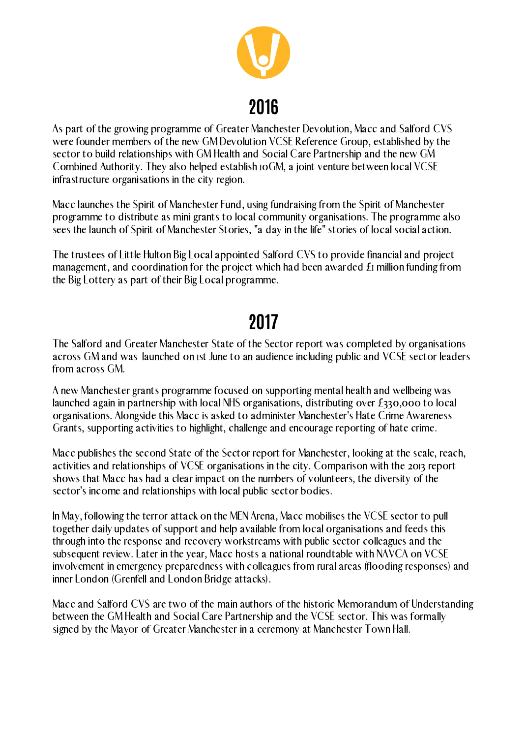# 2016

As part of the growing programme of Greater Manchester Devolution, Macc and Salford CVS were founder members of the new GM Devolution VCSE Reference Group, established by the sector to build relationships with GM Health and Social Care Partnership and the new GM Combined Authority. They also helped establish 10GM, a joint venture between local VCSE infrastructure organisations in the city region.

Macc launches the Spirit of Manchester Fund, using fundraising from the Spirit of Manchester programme to distribute as mini grants to local community organisations. The programme also sees the launch of Spirit of Manchester Stories, "a day in the life" stories of local social action.

The trustees of Little Hulton Big Local appointed Salford CVS to provide financial and project management, and coordination for the project which had been awarded £1 million funding from the Big Lottery as part of their Big Local programme.

# 2017

The Salford and Greater Manchester State of the Sector report was completed by organisations across GM and was launched on 1st June to an audience including public and VCSE sector leaders from across GM.

A new Manchester grants programme focused on supporting mental health and wellbeing was launched again in partnership with local NHS organisations, distributing over £330,000 to local organisations. Alongside this Macc is asked to administer Manchester's Hate Crime Awareness Grants, supporting activities to highlight, challenge and encourage reporting of hate crime.

Macc publishes the second State of the Sector report for Manchester, looking at the scale, reach, activities and relationships of VCSE organisations in the city. Comparison with the 2013 report shows that Macc has had a clear impact on the numbers of volunteers, the diversity of the sector's income and relationships with local public sector bodies.

In May, following the terror attack on the MEN Arena, Macc mobilises the VCSE sector to pull together daily updates of support and help available from local organisations and feeds this through into the response and recovery workstreams with public sector colleagues and the subsequent review. Later in the year, Macc hosts a national roundtable with NAVCA on VCSE involvement in emergency preparedness with colleagues from rural areas (flooding responses) and inner London (Grenfell and London Bridge attacks).

Macc and Salford CVS are two of the main authors of the historic Memorandum of Understanding between the GM Health and Social Care Partnership and the VCSE sector. This was formally signed by the Mayor of Greater Manchester in a ceremony at Manchester Town Hall.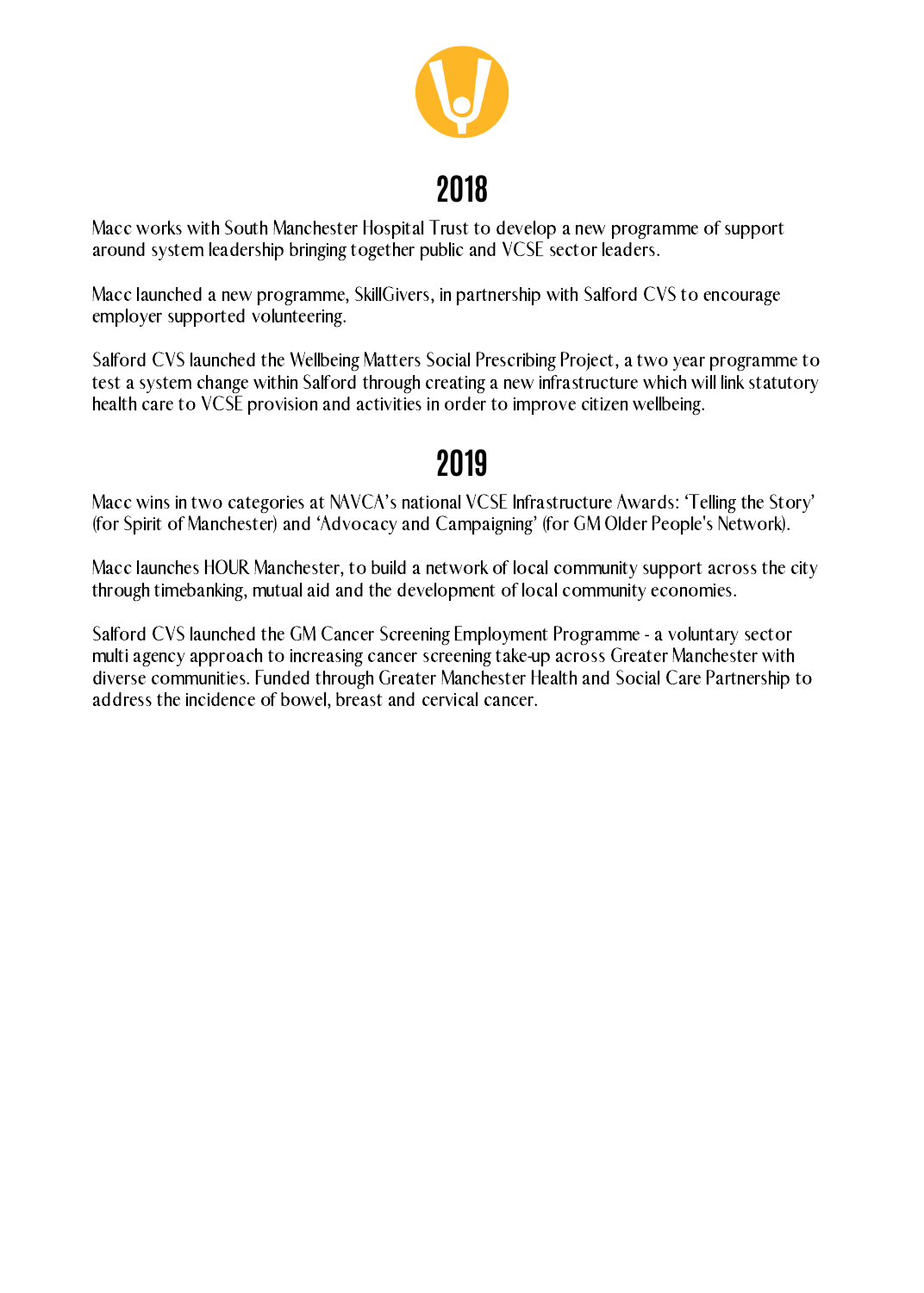## 2018

Macc works with South Manchester Hospital Trust to develop a new programme of support around system leadership bringing together public and VCSE sector leaders.

Macc launched a new programme, SkillGivers, in partnership with Salford CVS to encourage employer supported volunteering.

Salford CVS launched the Wellbeing Matters Social Prescribing Project, a two year programme to test a system change within Salford through creating a new infrastructure which will link statutory health care to VCSE provision and activities in order to improve citizen wellbeing.

## 2019

Macc wins in two categories at NAVCA's national VCSE Infrastructure Awards: 'Telling the Story' (for Spirit of Manchester) and 'Advocacy and Campaigning' (for GM Older People's Network).

Macc launches HOUR Manchester, to build a network of local community support across the city through timebanking, mutual aid and the development of local community economies.

Salford CVS launched the GM Cancer Screening Employment Programme - a voluntary sector multi agency approach to increasing cancer screening take-up across Greater Manchester with diverse communities. Funded through Greater Manchester Health and Social Care Partnership to address the incidence of bowel, breast and cervical cancer.